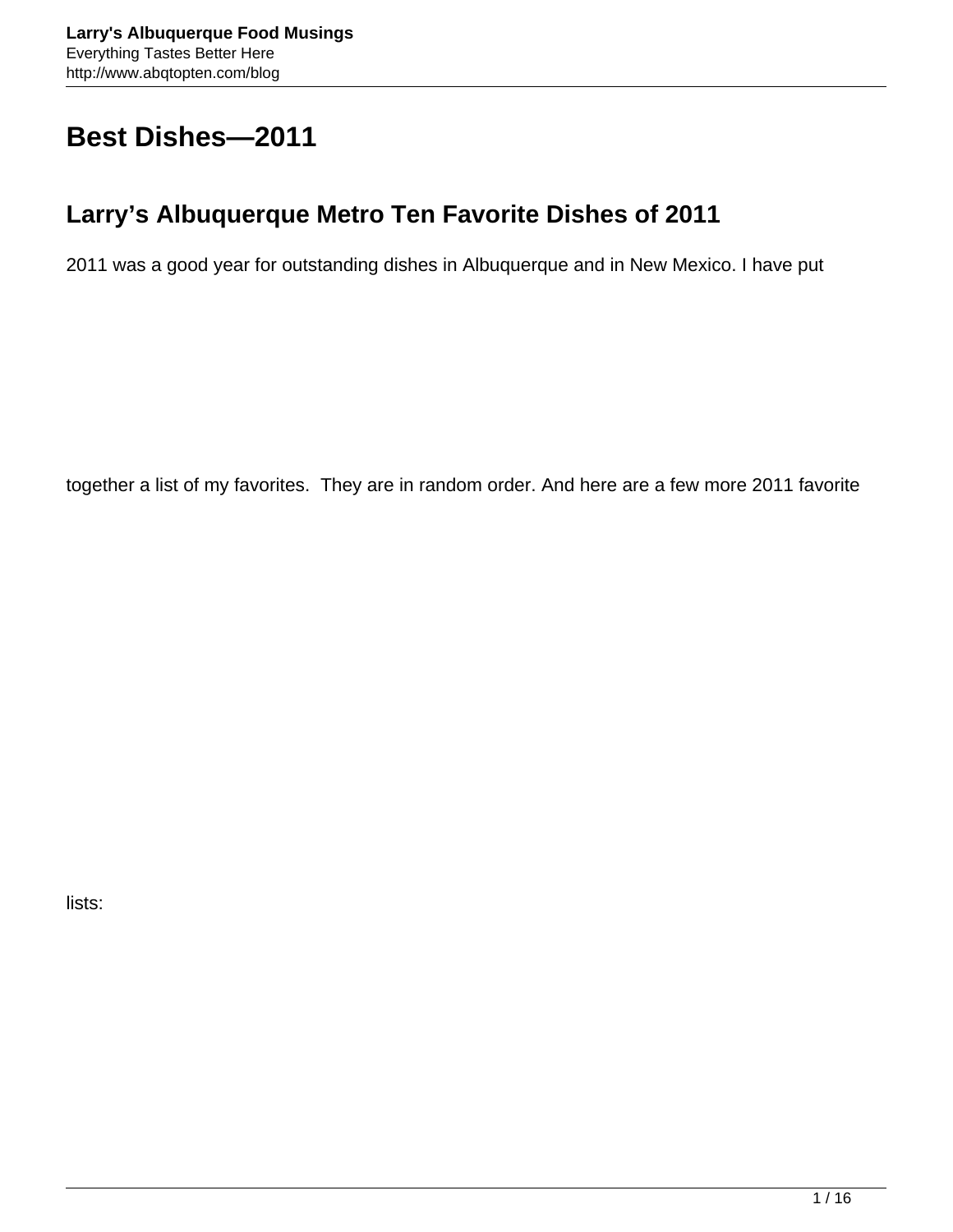# Best Dishes—2011

## Larry’s Albuquerque Metro Ten Favorite Dishes of 2011

2011 was a good year for outstanding dishes in Albuquerque and in New Mexico. I have put together a list of my favorites. They are in random order. And here are a few more 2011 favorite lists: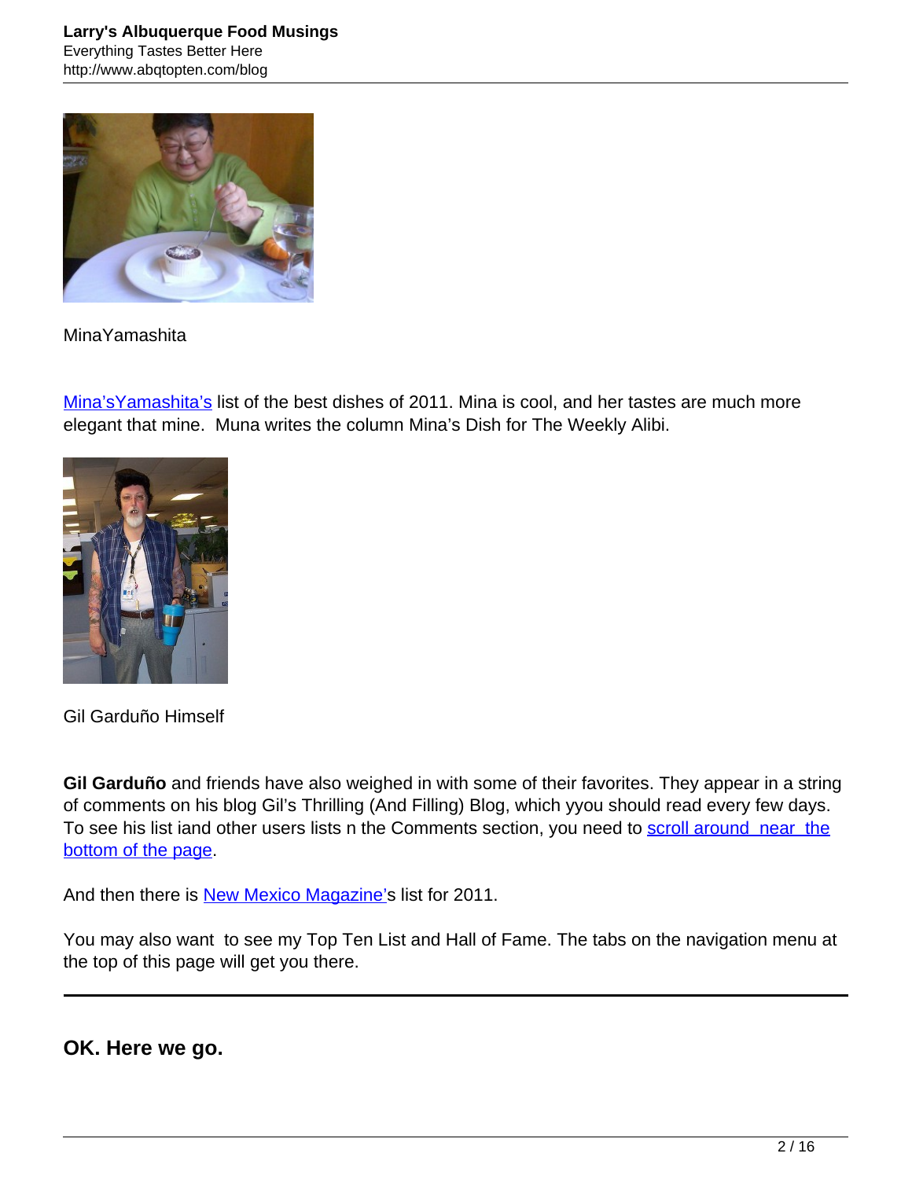MinaYamashita

Mina'sYamashita's list of the best dishes of 2011. Mina is cool, and her tastes are much more elegant that mine. Muna writes the column Mina's Dish for The Weekly Alibi.

Gil Garduño Himself

**Gil Garduño** and friends have also weighed in with some of their favorites. They appear in a string of comments on his blog Gil's Thrilling (And Filling) Blog, which yyou should read every few days. To see his list iand other users lists n the Comments section, you need to scroll around near the bottom of the page.

And then there is New Mexico Magazine's list for 2011.

You may also want to see my Top Ten List and Hall of Fame. The tabs on the navigation menu at the top of this page will get you there.

---

**OK. Here we go.**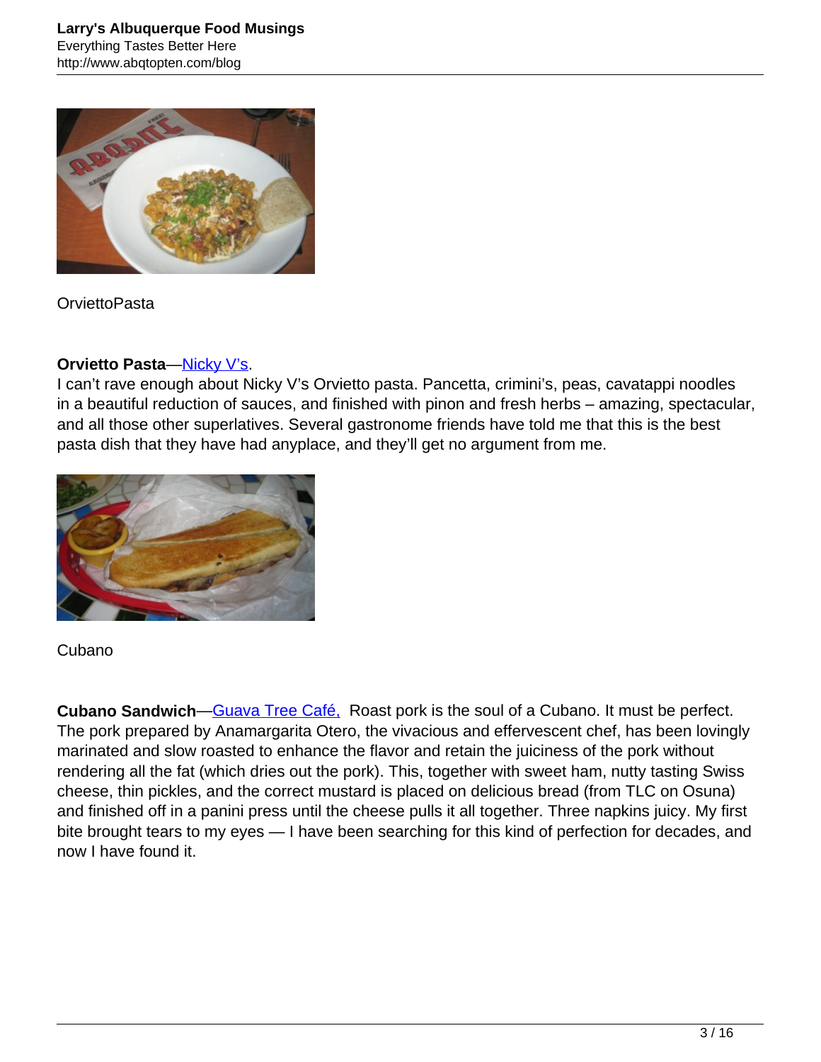OrviettoPasta

**Orvietto Pasta**—Nicky V's.
I can't rave enough about Nicky V's Orvietto pasta. Pancetta, crimini's, peas, cavatappi noodles in a beautiful reduction of sauces, and finished with pinon and fresh herbs – amazing, spectacular, and all those other superlatives. Several gastronome friends have told me that this is the best pasta dish that they have had anyplace, and they'll get no argument from me.

Cubano

**Cubano Sandwich**—Guava Tree Café, Roast pork is the soul of a Cubano. It must be perfect. The pork prepared by Anamargarita Otero, the vivacious and effervescent chef, has been lovingly marinated and slow roasted to enhance the flavor and retain the juiciness of the pork without rendering all the fat (which dries out the pork). This, together with sweet ham, nutty tasting Swiss cheese, thin pickles, and the correct mustard is placed on delicious bread (from TLC on Osuna) and finished off in a panini press until the cheese pulls it all together. Three napkins juicy. My first bite brought tears to my eyes — I have been searching for this kind of perfection for decades, and now I have found it.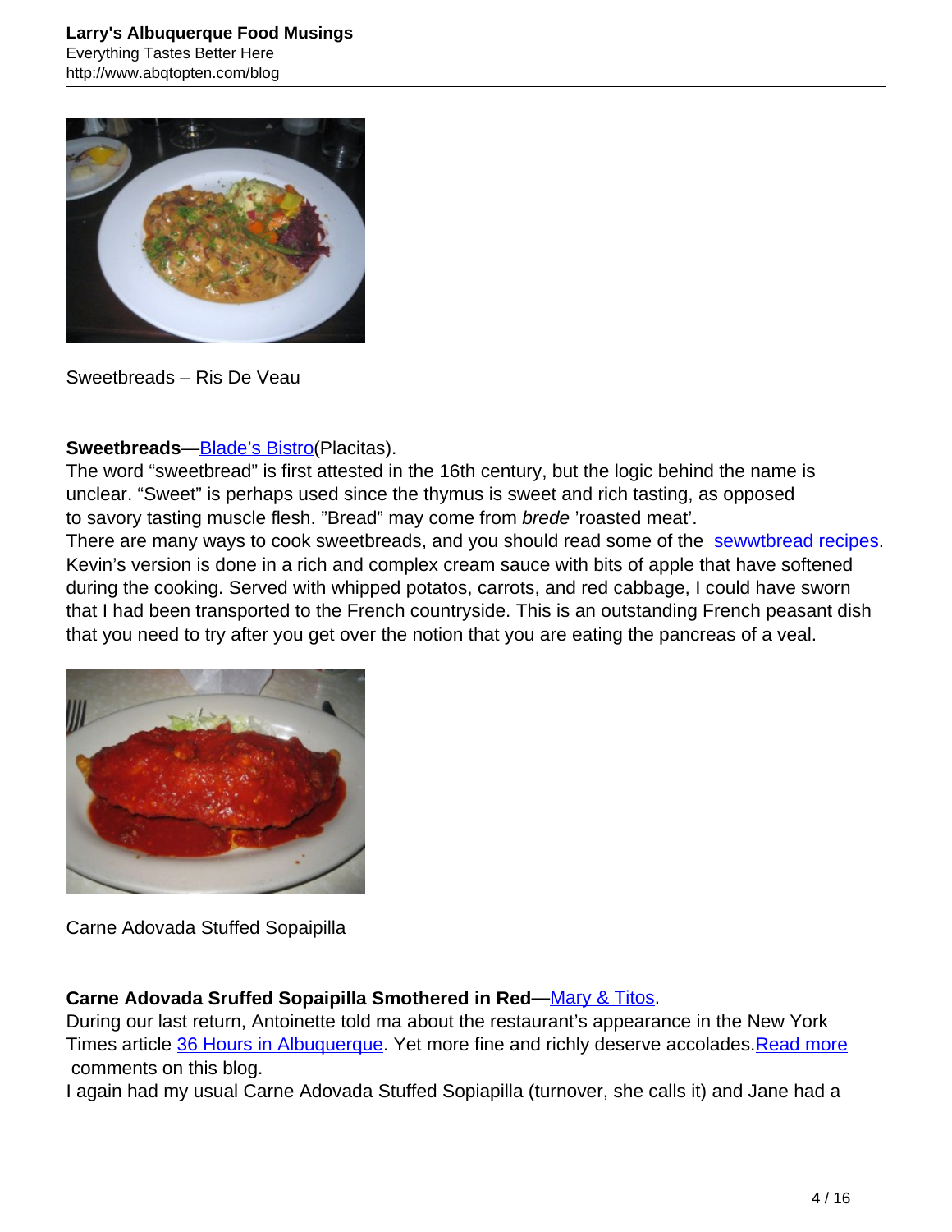Sweetbreads – Ris De Veau

**Sweetbreads**—Blade's Bistro(Placitas).
The word "sweetbread" is first attested in the 16th century, but the logic behind the name is unclear. "Sweet" is perhaps used since the thymus is sweet and rich tasting, as opposed to savory tasting muscle flesh. "Bread" may come from *brede* 'roasted meat'.
There are many ways to cook sweetbreads, and you should read some of the sewwtbread recipes. Kevin's version is done in a rich and complex cream sauce with bits of apple that have softened during the cooking. Served with whipped potatos, carrots, and red cabbage, I could have sworn that I had been transported to the French countryside. This is an outstanding French peasant dish that you need to try after you get over the notion that you are eating the pancreas of a veal.

Carne Adovada Stuffed Sopaipilla

**Carne Adovada Sruffed Sopaipilla Smothered in Red**—Mary & Titos.
During our last return, Antoinette told ma about the restaurant's appearance in the New York Times article 36 Hours in Albuquerque. Yet more fine and richly deserve accolades.Read more comments on this blog.
I again had my usual Carne Adovada Stuffed Sopiapilla (turnover, she calls it) and Jane had a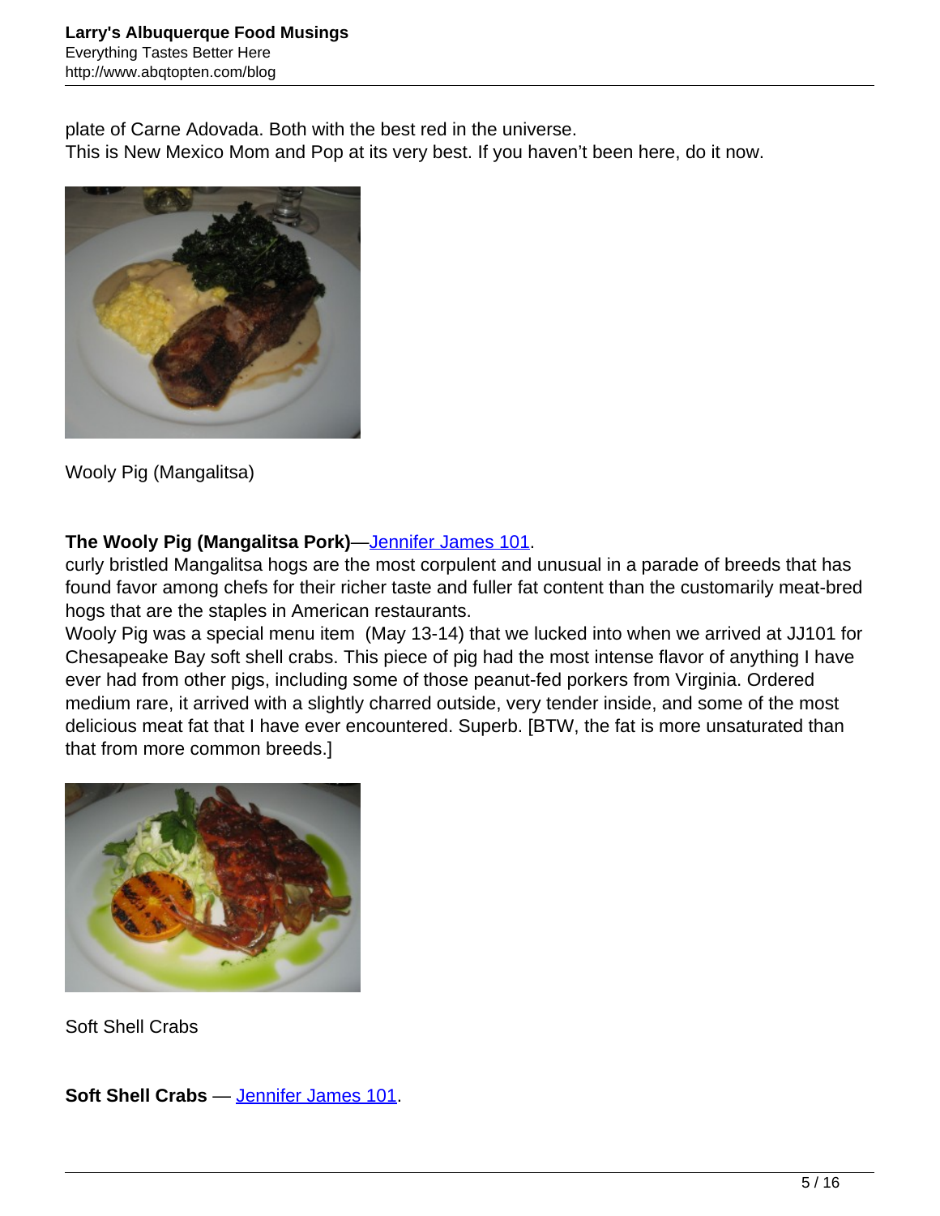plate of Carne Adovada. Both with the best red in the universe.
This is New Mexico Mom and Pop at its very best. If you haven't been here, do it now.

Wooly Pig (Mangalitsa)

**The Wooly Pig (Mangalitsa Pork)**—Jennifer James 101.
curly bristled Mangalitsa hogs are the most corpulent and unusual in a parade of breeds that has found favor among chefs for their richer taste and fuller fat content than the customarily meat-bred hogs that are the staples in American restaurants.
Wooly Pig was a special menu item (May 13-14) that we lucked into when we arrived at JJ101 for Chesapeake Bay soft shell crabs. This piece of pig had the most intense flavor of anything I have ever had from other pigs, including some of those peanut-fed porkers from Virginia. Ordered medium rare, it arrived with a slightly charred outside, very tender inside, and some of the most delicious meat fat that I have ever encountered. Superb. [BTW, the fat is more unsaturated than that from more common breeds.]

Soft Shell Crabs

**Soft Shell Crabs** — Jennifer James 101.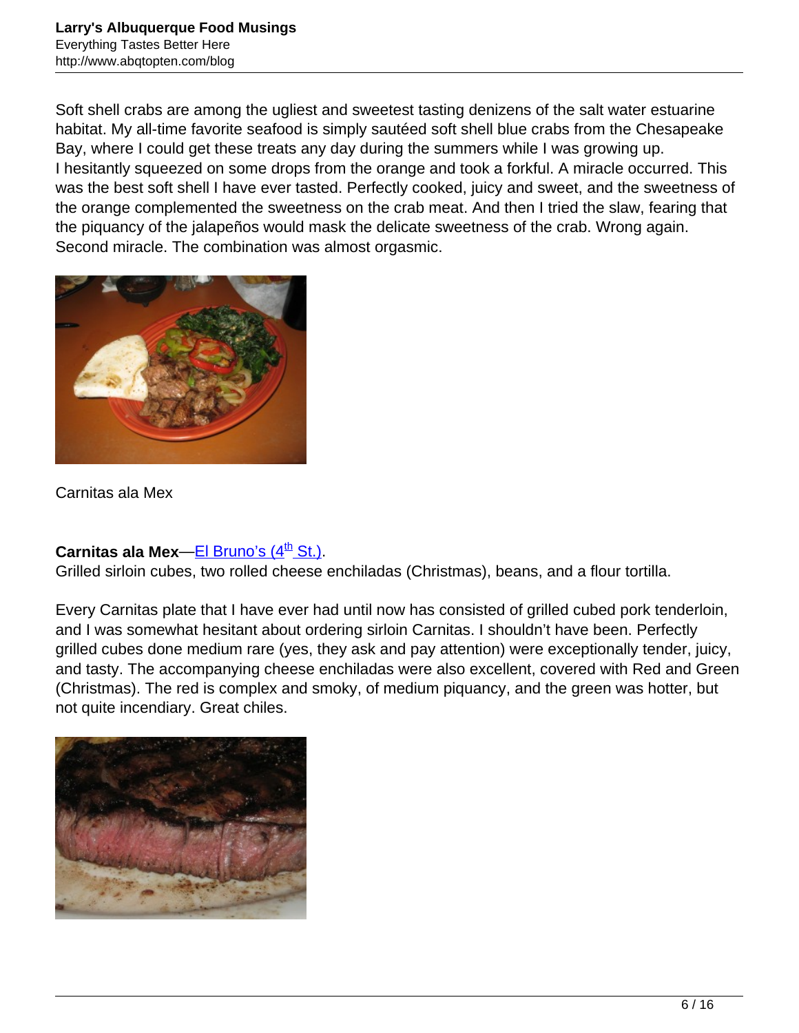Soft shell crabs are among the ugliest and sweetest tasting denizens of the salt water estuarine habitat. My all-time favorite seafood is simply sautéed soft shell blue crabs from the Chesapeake Bay, where I could get these treats any day during the summers while I was growing up.
I hesitantly squeezed on some drops from the orange and took a forkful. A miracle occurred. This was the best soft shell I have ever tasted. Perfectly cooked, juicy and sweet, and the sweetness of the orange complemented the sweetness on the crab meat. And then I tried the slaw, fearing that the piquancy of the jalapeños would mask the delicate sweetness of the crab. Wrong again. Second miracle. The combination was almost orgasmic.

Carnitas ala Mex

**Carnitas ala Mex**—[El Bruno's (4th St.)](#).
Grilled sirloin cubes, two rolled cheese enchiladas (Christmas), beans, and a flour tortilla.

Every Carnitas plate that I have ever had until now has consisted of grilled cubed pork tenderloin, and I was somewhat hesitant about ordering sirloin Carnitas. I shouldn't have been. Perfectly grilled cubes done medium rare (yes, they ask and pay attention) were exceptionally tender, juicy, and tasty. The accompanying cheese enchiladas were also excellent, covered with Red and Green (Christmas). The red is complex and smoky, of medium piquancy, and the green was hotter, but not quite incendiary. Great chiles.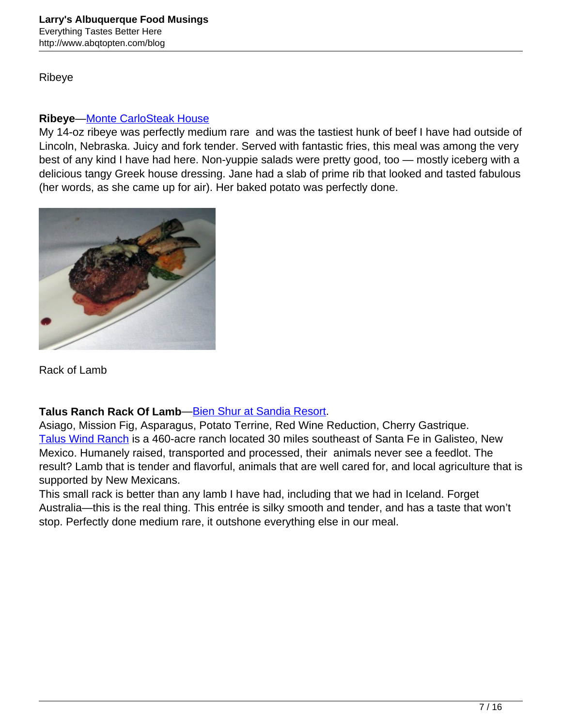Ribeye

**Ribeye**—[Monte CarloSteak House]
My 14-oz ribeye was perfectly medium rare and was the tastiest hunk of beef I have had outside of Lincoln, Nebraska. Juicy and fork tender. Served with fantastic fries, this meal was among the very best of any kind I have had here. Non-yuppie salads were pretty good, too — mostly iceberg with a delicious tangy Greek house dressing. Jane had a slab of prime rib that looked and tasted fabulous (her words, as she came up for air). Her baked potato was perfectly done.

Rack of Lamb

**Talus Ranch Rack Of Lamb**—[Bien Shur at Sandia Resort].
Asiago, Mission Fig, Asparagus, Potato Terrine, Red Wine Reduction, Cherry Gastrique.
[Talus Wind Ranch] is a 460-acre ranch located 30 miles southeast of Santa Fe in Galisteo, New Mexico. Humanely raised, transported and processed, their animals never see a feedlot. The result? Lamb that is tender and flavorful, animals that are well cared for, and local agriculture that is supported by New Mexicans.
This small rack is better than any lamb I have had, including that we had in Iceland. Forget Australia—this is the real thing. This entrée is silky smooth and tender, and has a taste that won't stop. Perfectly done medium rare, it outshone everything else in our meal.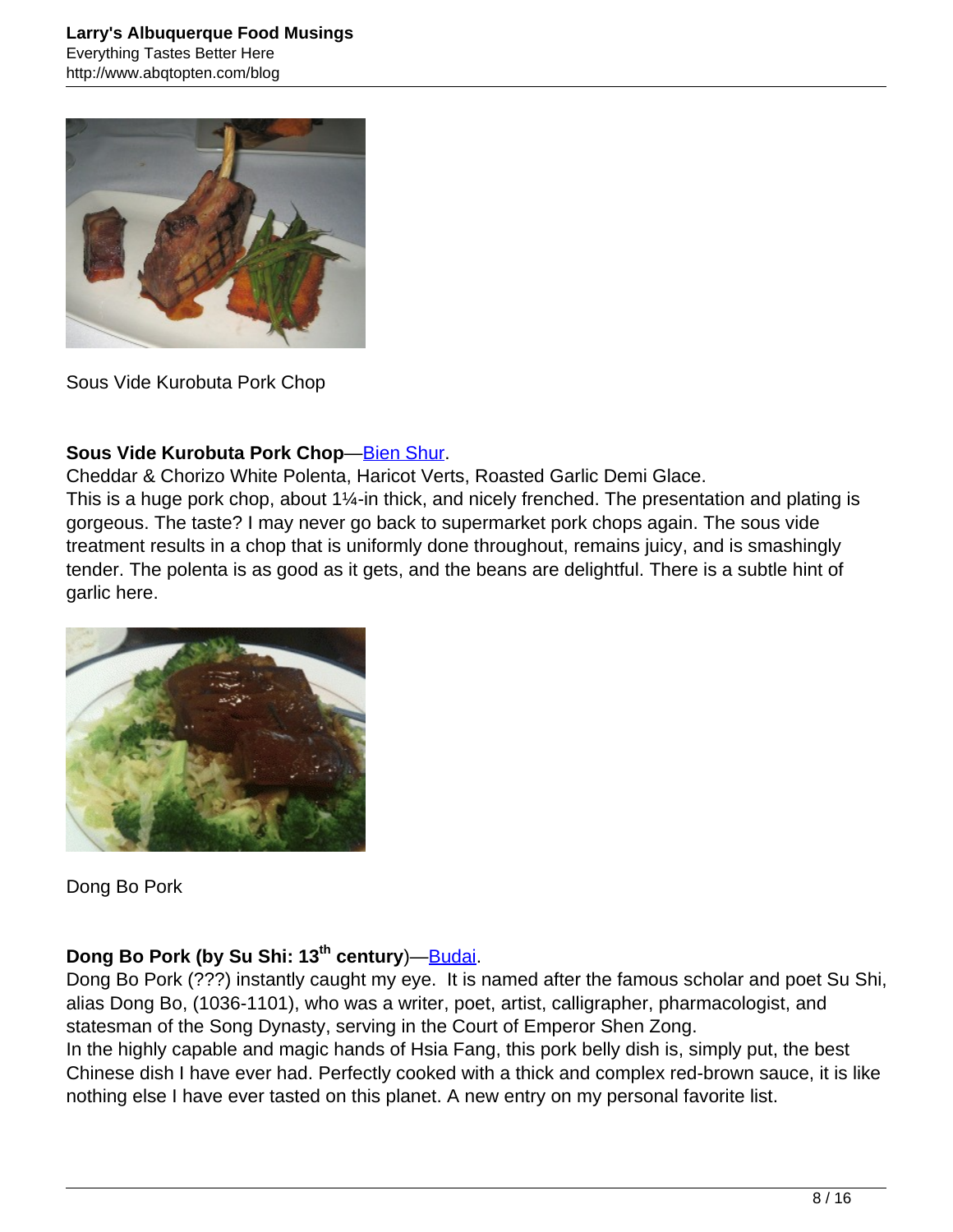Sous Vide Kurobuta Pork Chop

**Sous Vide Kurobuta Pork Chop**—Bien Shur.
Cheddar & Chorizo White Polenta, Haricot Verts, Roasted Garlic Demi Glace.
This is a huge pork chop, about 1¼-in thick, and nicely frenched. The presentation and plating is gorgeous. The taste? I may never go back to supermarket pork chops again. The sous vide treatment results in a chop that is uniformly done throughout, remains juicy, and is smashingly tender. The polenta is as good as it gets, and the beans are delightful. There is a subtle hint of garlic here.

Dong Bo Pork

**Dong Bo Pork (by Su Shi: 13th century)**—Budai.
Dong Bo Pork (???) instantly caught my eye. It is named after the famous scholar and poet Su Shi, alias Dong Bo, (1036-1101), who was a writer, poet, artist, calligrapher, pharmacologist, and statesman of the Song Dynasty, serving in the Court of Emperor Shen Zong.
In the highly capable and magic hands of Hsia Fang, this pork belly dish is, simply put, the best Chinese dish I have ever had. Perfectly cooked with a thick and complex red-brown sauce, it is like nothing else I have ever tasted on this planet. A new entry on my personal favorite list.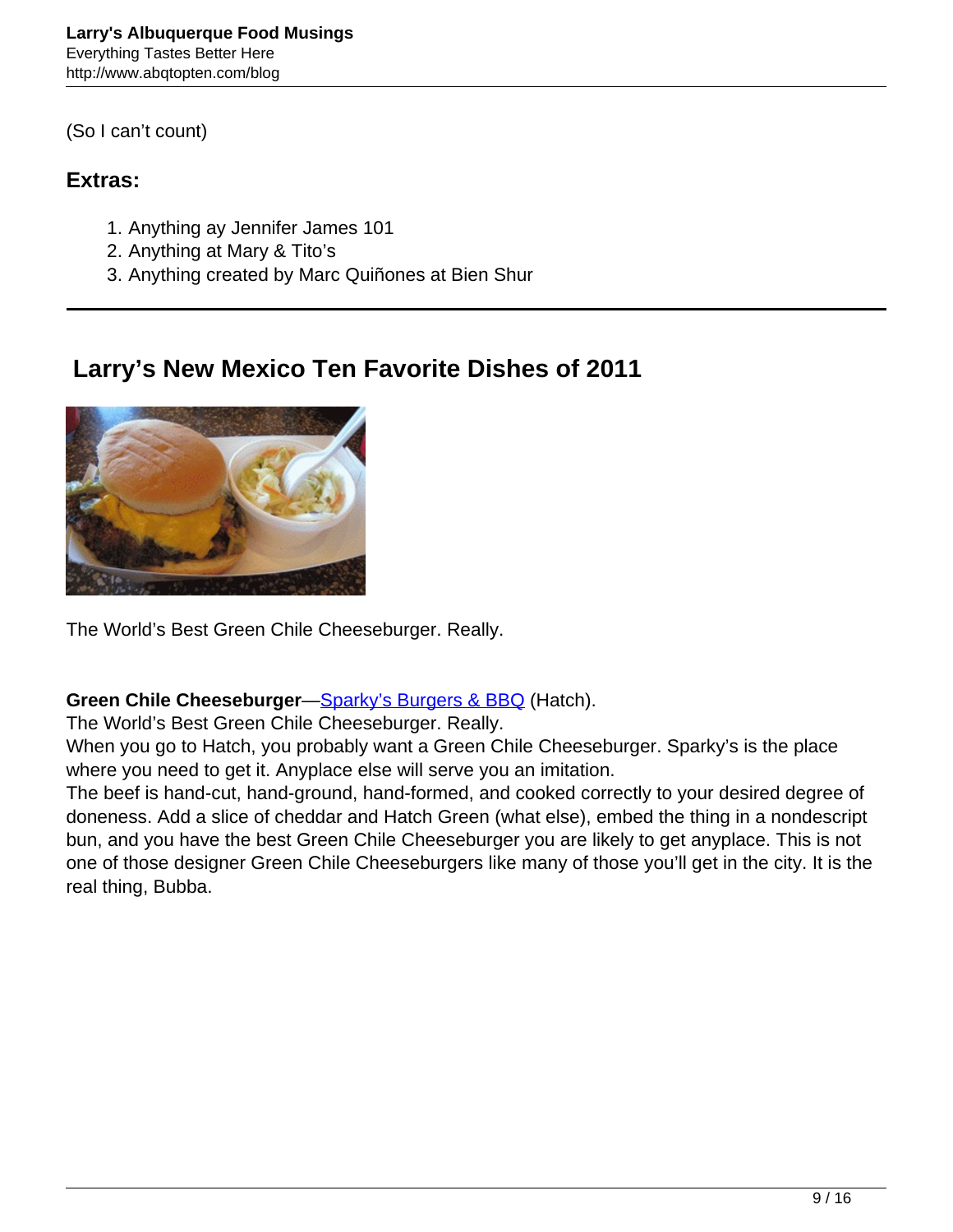(So I can't count)

### Extras:

1. Anything ay Jennifer James 101
2. Anything at Mary & Tito's
3. Anything created by Marc Quiñones at Bien Shur

---

## Larry's New Mexico Ten Favorite Dishes of 2011

The World's Best Green Chile Cheeseburger. Really.

**Green Chile Cheeseburger**—Sparky's Burgers & BBQ (Hatch).
The World's Best Green Chile Cheeseburger. Really.
When you go to Hatch, you probably want a Green Chile Cheeseburger. Sparky's is the place where you need to get it. Anyplace else will serve you an imitation.
The beef is hand-cut, hand-ground, hand-formed, and cooked correctly to your desired degree of doneness. Add a slice of cheddar and Hatch Green (what else), embed the thing in a nondescript bun, and you have the best Green Chile Cheeseburger you are likely to get anyplace. This is not one of those designer Green Chile Cheeseburgers like many of those you'll get in the city. It is the real thing, Bubba.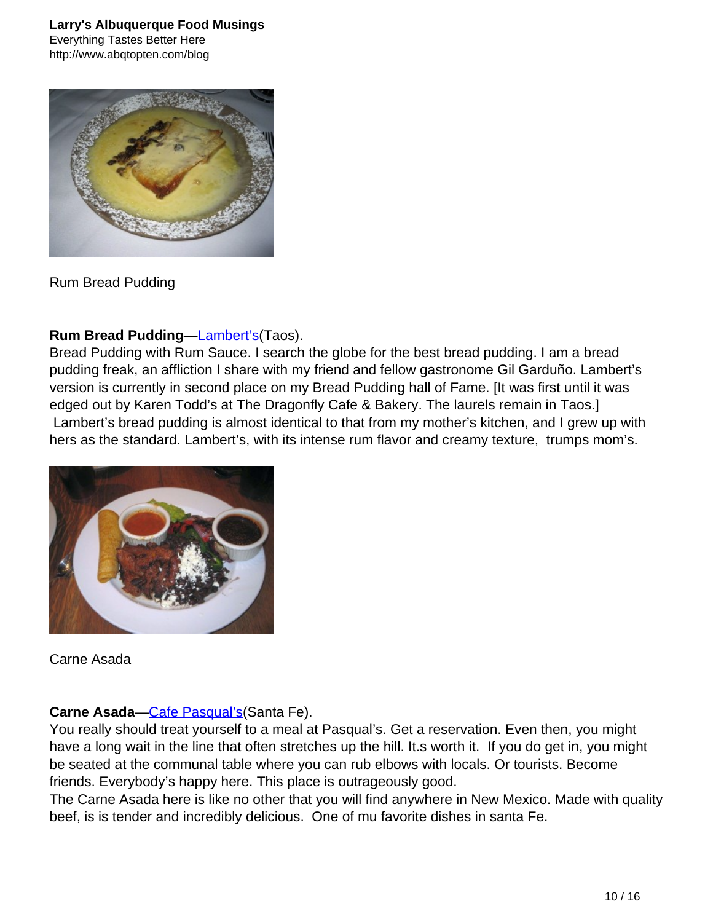Rum Bread Pudding

**Rum Bread Pudding**—[Lambert's](Lambert's)(Taos).
Bread Pudding with Rum Sauce. I search the globe for the best bread pudding. I am a bread pudding freak, an affliction I share with my friend and fellow gastronome Gil Garduño. Lambert's version is currently in second place on my Bread Pudding hall of Fame. [It was first until it was edged out by Karen Todd's at The Dragonfly Cafe & Bakery. The laurels remain in Taos.] Lambert's bread pudding is almost identical to that from my mother's kitchen, and I grew up with hers as the standard. Lambert's, with its intense rum flavor and creamy texture, trumps mom's.

Carne Asada

**Carne Asada**—Cafe Pasqual's(Santa Fe).
You really should treat yourself to a meal at Pasqual's. Get a reservation. Even then, you might have a long wait in the line that often stretches up the hill. It.s worth it. If you do get in, you might be seated at the communal table where you can rub elbows with locals. Or tourists. Become friends. Everybody's happy here. This place is outrageously good.
The Carne Asada here is like no other that you will find anywhere in New Mexico. Made with quality beef, is is tender and incredibly delicious. One of mu favorite dishes in santa Fe.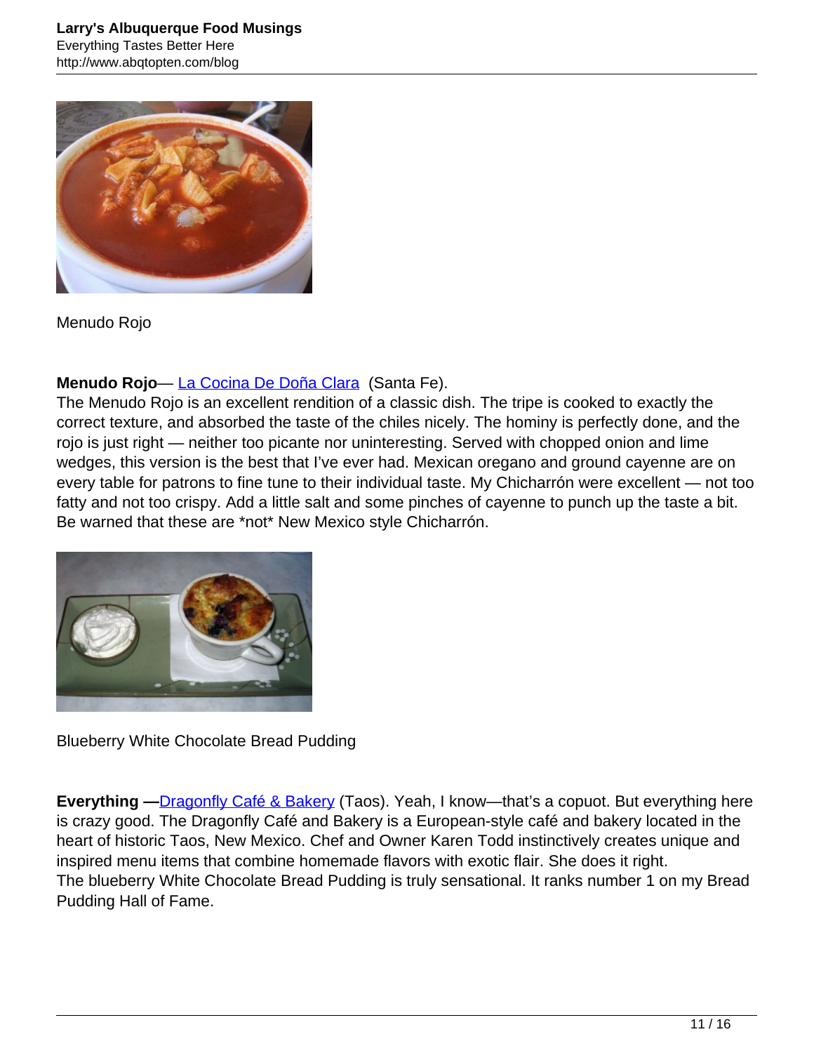Menudo Rojo

**Menudo Rojo**— La Cocina De Doña Clara (Santa Fe).
The Menudo Rojo is an excellent rendition of a classic dish. The tripe is cooked to exactly the correct texture, and absorbed the taste of the chiles nicely. The hominy is perfectly done, and the rojo is just right — neither too picante nor uninteresting. Served with chopped onion and lime wedges, this version is the best that I've ever had. Mexican oregano and ground cayenne are on every table for patrons to fine tune to their individual taste. My Chicharrón were excellent — not too fatty and not too crispy. Add a little salt and some pinches of cayenne to punch up the taste a bit. Be warned that these are *not* New Mexico style Chicharrón.

Blueberry White Chocolate Bread Pudding

**Everything —**Dragonfly Café & Bakery (Taos). Yeah, I know—that's a copuot. But everything here is crazy good. The Dragonfly Café and Bakery is a European-style café and bakery located in the heart of historic Taos, New Mexico. Chef and Owner Karen Todd instinctively creates unique and inspired menu items that combine homemade flavors with exotic flair. She does it right.
The blueberry White Chocolate Bread Pudding is truly sensational. It ranks number 1 on my Bread Pudding Hall of Fame.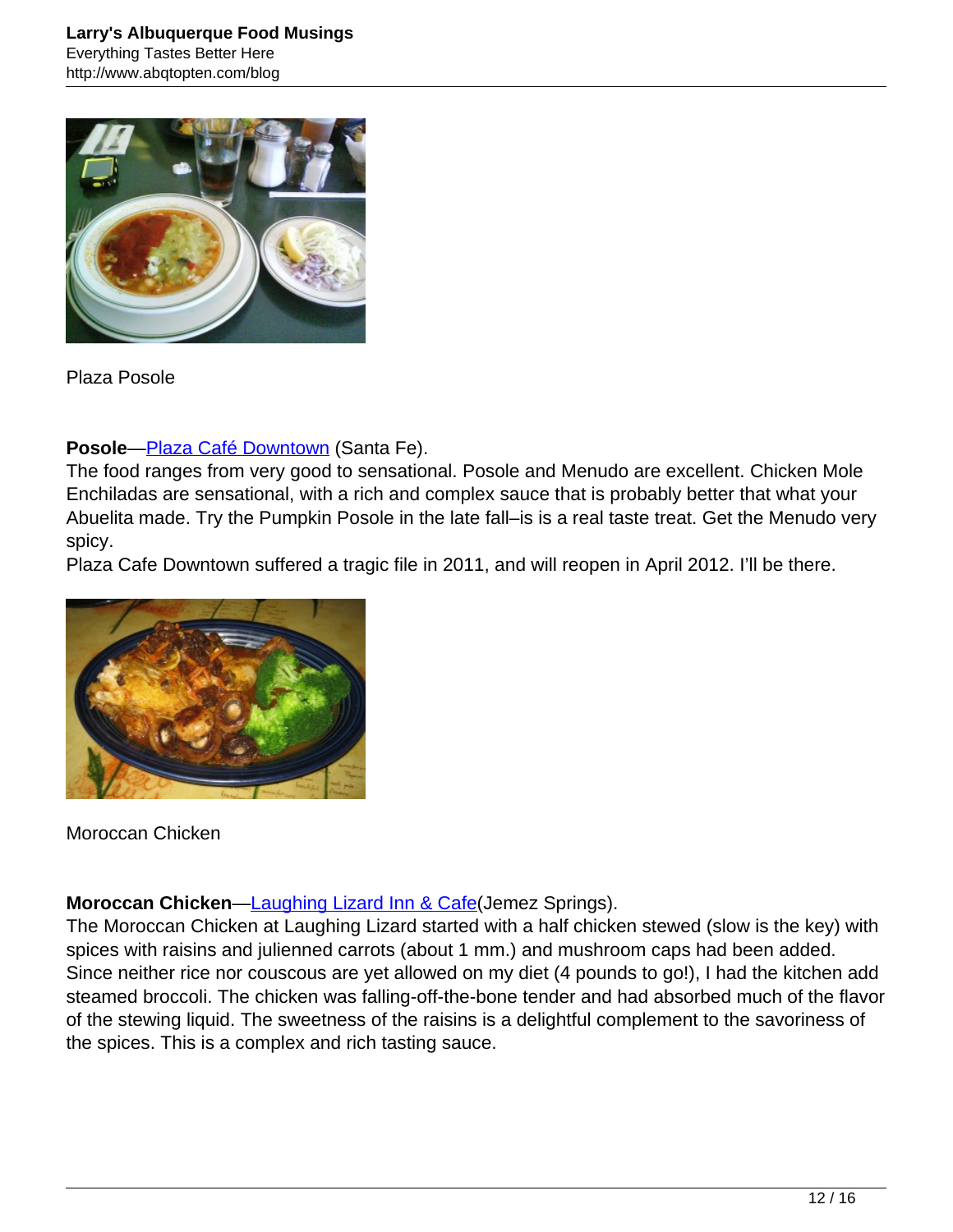Plaza Posole

**Posole**—Plaza Café Downtown (Santa Fe).
The food ranges from very good to sensational. Posole and Menudo are excellent. Chicken Mole Enchiladas are sensational, with a rich and complex sauce that is probably better that what your Abuelita made. Try the Pumpkin Posole in the late fall–is is a real taste treat. Get the Menudo very spicy.
Plaza Cafe Downtown suffered a tragic file in 2011, and will reopen in April 2012. I'll be there.

Moroccan Chicken

**Moroccan Chicken**—Laughing Lizard Inn & Cafe(Jemez Springs).
The Moroccan Chicken at Laughing Lizard started with a half chicken stewed (slow is the key) with spices with raisins and julienned carrots (about 1 mm.) and mushroom caps had been added. Since neither rice nor couscous are yet allowed on my diet (4 pounds to go!), I had the kitchen add steamed broccoli. The chicken was falling-off-the-bone tender and had absorbed much of the flavor of the stewing liquid. The sweetness of the raisins is a delightful complement to the savoriness of the spices. This is a complex and rich tasting sauce.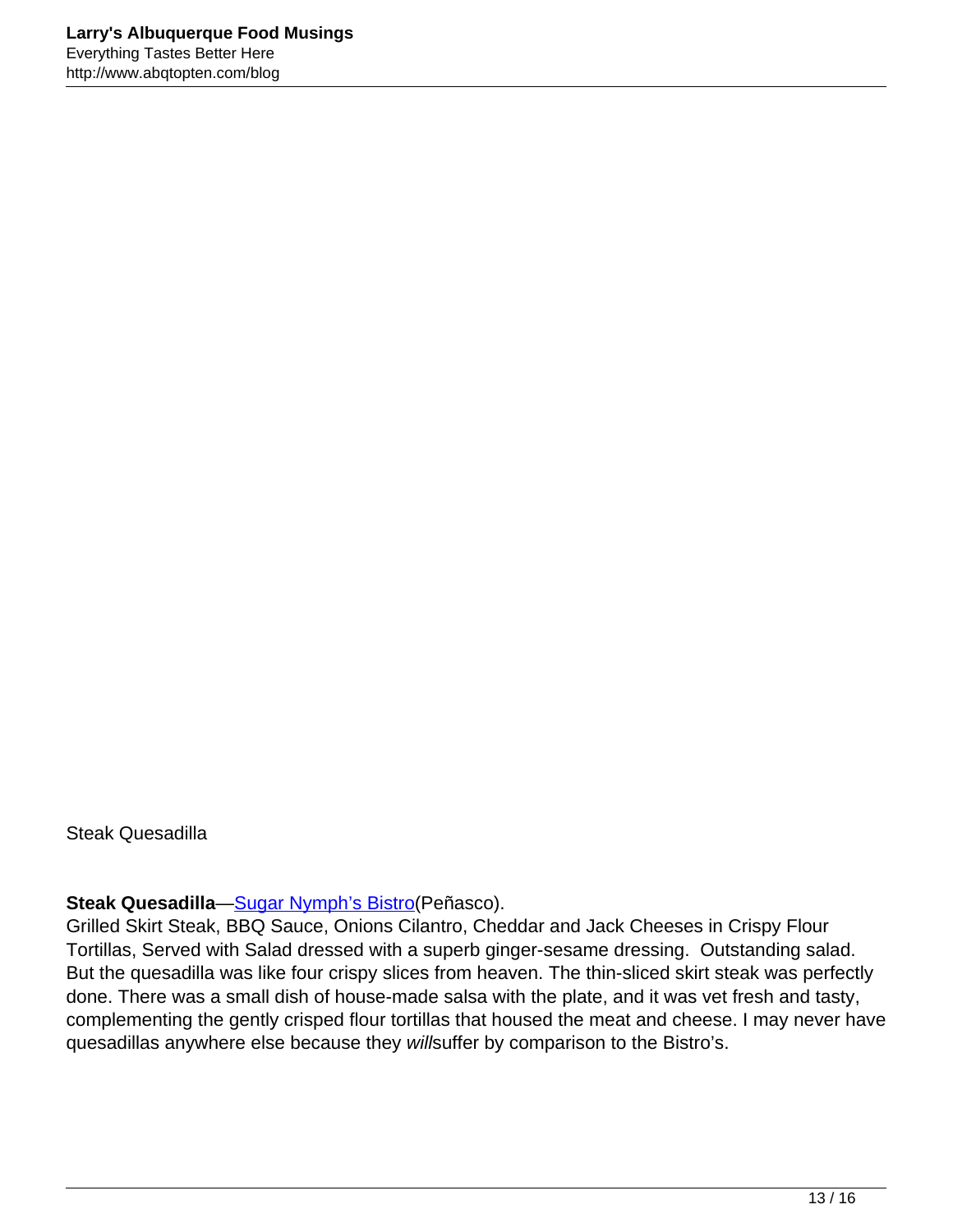Steak Quesadilla

**Steak Quesadilla**—Sugar Nymph's Bistro(Peñasco).
Grilled Skirt Steak, BBQ Sauce, Onions Cilantro, Cheddar and Jack Cheeses in Crispy Flour Tortillas, Served with Salad dressed with a superb ginger-sesame dressing. Outstanding salad. But the quesadilla was like four crispy slices from heaven. The thin-sliced skirt steak was perfectly done. There was a small dish of house-made salsa with the plate, and it was vet fresh and tasty, complementing the gently crisped flour tortillas that housed the meat and cheese. I may never have quesadillas anywhere else because they *will*suffer by comparison to the Bistro's.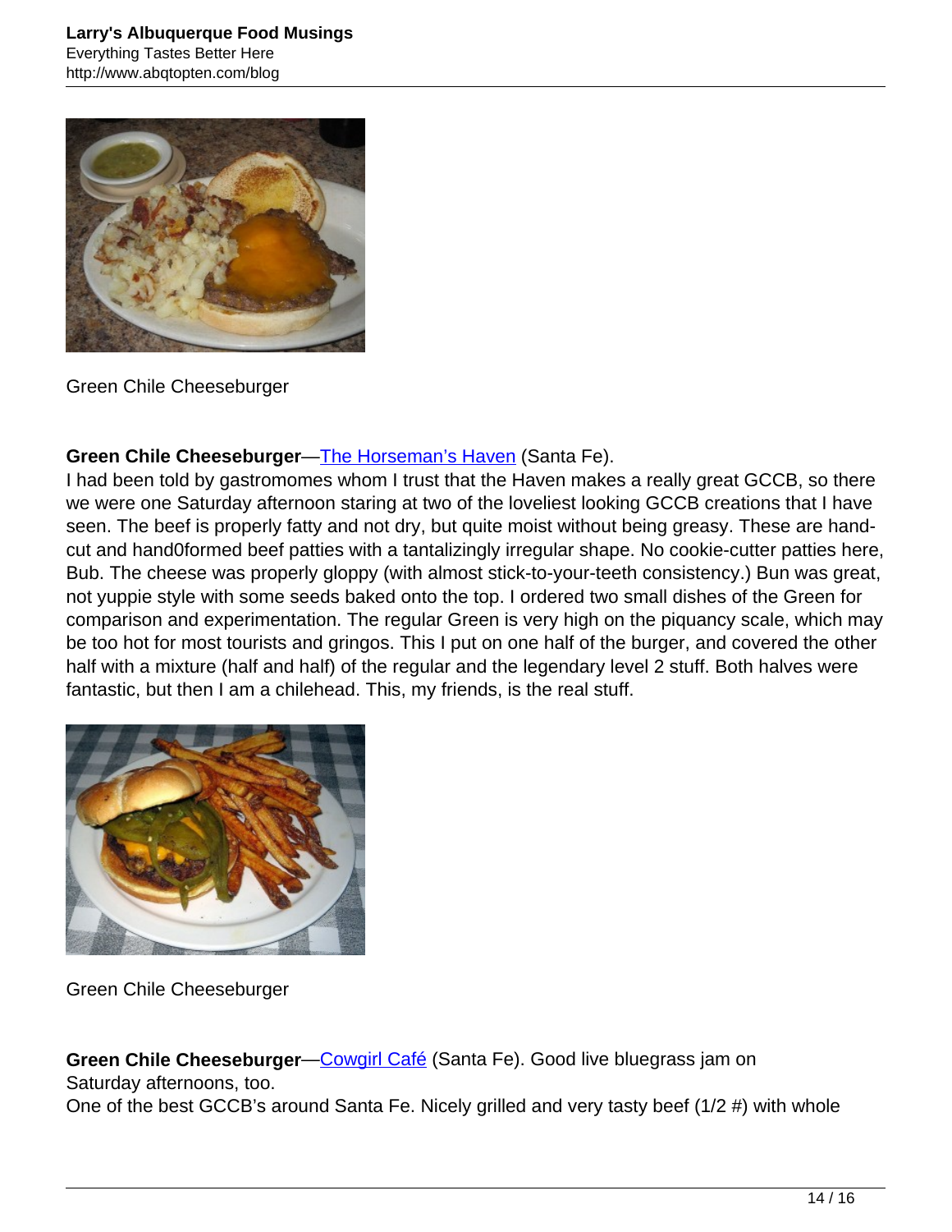Green Chile Cheeseburger

**Green Chile Cheeseburger**—[The Horseman's Haven](#) (Santa Fe).
I had been told by gastromomes whom I trust that the Haven makes a really great GCCB, so there we were one Saturday afternoon staring at two of the loveliest looking GCCB creations that I have seen. The beef is properly fatty and not dry, but quite moist without being greasy. These are hand-cut and hand0formed beef patties with a tantalizingly irregular shape. No cookie-cutter patties here, Bub. The cheese was properly gloppy (with almost stick-to-your-teeth consistency.) Bun was great, not yuppie style with some seeds baked onto the top. I ordered two small dishes of the Green for comparison and experimentation. The regular Green is very high on the piquancy scale, which may be too hot for most tourists and gringos. This I put on one half of the burger, and covered the other half with a mixture (half and half) of the regular and the legendary level 2 stuff. Both halves were fantastic, but then I am a chilehead. This, my friends, is the real stuff.

Green Chile Cheeseburger

**Green Chile Cheeseburger**—[Cowgirl Café](#) (Santa Fe). Good live bluegrass jam on Saturday afternoons, too.
One of the best GCCB's around Santa Fe. Nicely grilled and very tasty beef (1/2 #) with whole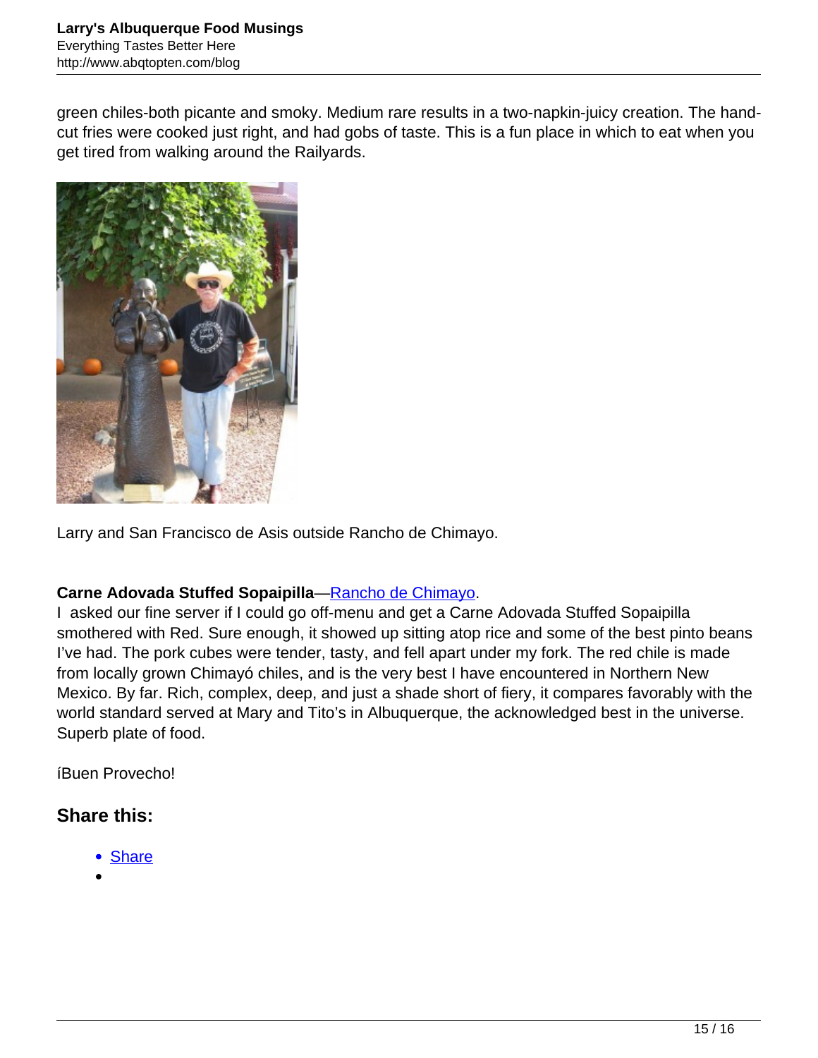green chiles-both picante and smoky. Medium rare results in a two-napkin-juicy creation. The hand-cut fries were cooked just right, and had gobs of taste. This is a fun place in which to eat when you get tired from walking around the Railyards.

Larry and San Francisco de Asis outside Rancho de Chimayo.

**Carne Adovada Stuffed Sopaipilla**—Rancho de Chimayo.
I asked our fine server if I could go off-menu and get a Carne Adovada Stuffed Sopaipilla smothered with Red. Sure enough, it showed up sitting atop rice and some of the best pinto beans I've had. The pork cubes were tender, tasty, and fell apart under my fork. The red chile is made from locally grown Chimayó chiles, and is the very best I have encountered in Northern New Mexico. By far. Rich, complex, deep, and just a shade short of fiery, it compares favorably with the world standard served at Mary and Tito's in Albuquerque, the acknowledged best in the universe. Superb plate of food.

íBuen Provecho!

## Share this:

- Share
-